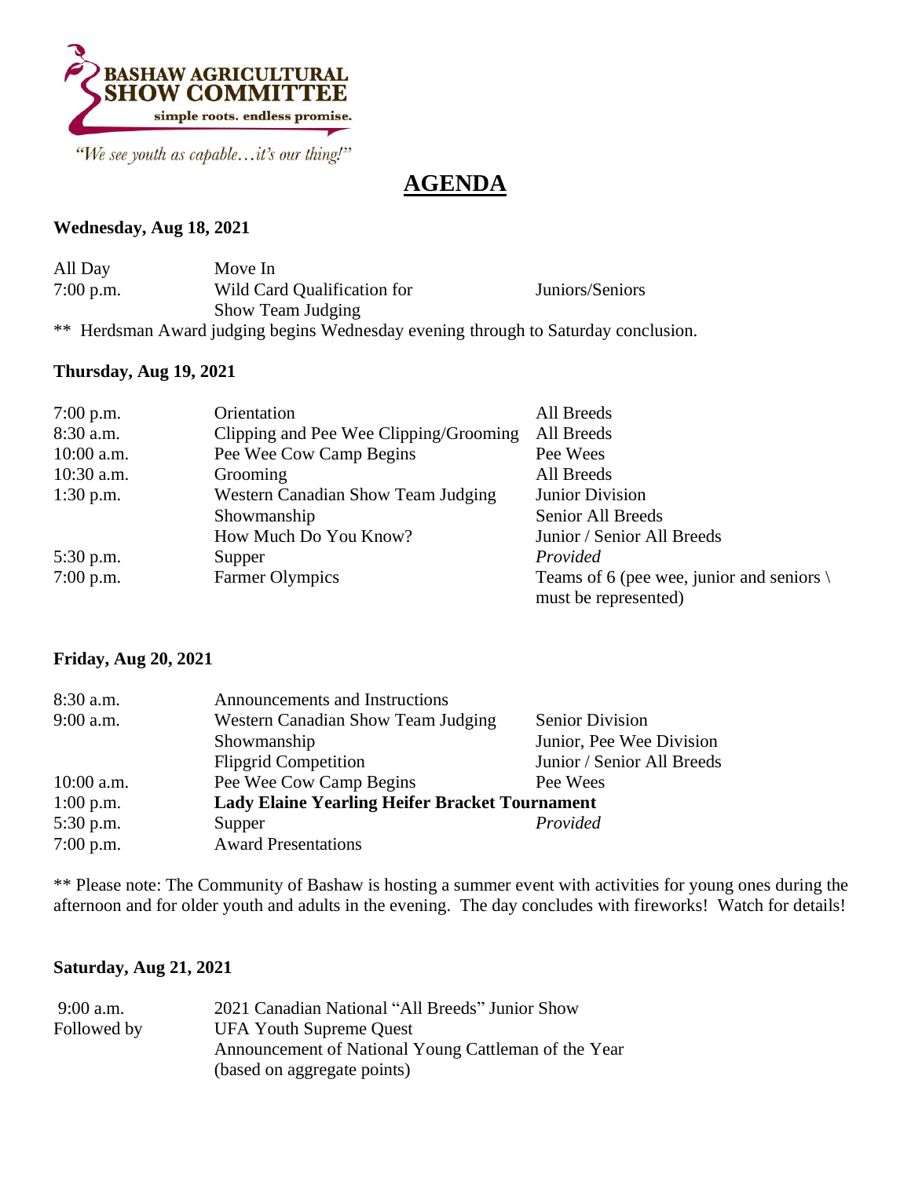BASHAW AGRICULTURAL SHOW COMMITTEE

simple roots. endless promise.

*"We see youth as capable…it's our thing!"*

# AGENDA

**Wednesday, Aug 18, 2021**

| | | |
|---|---|---|
| All Day | Move In | |
| 7:00 p.m. | Wild Card Qualification for Show Team Judging | Juniors/Seniors |

** Herdsman Award judging begins Wednesday evening through to Saturday conclusion.

**Thursday, Aug 19, 2021**

| | | |
|---|---|---|
| 7:00 p.m. | Orientation | All Breeds |
| 8:30 a.m. | Clipping and Pee Wee Clipping/Grooming | All Breeds |
| 10:00 a.m. | Pee Wee Cow Camp Begins | Pee Wees |
| 10:30 a.m. | Grooming | All Breeds |
| 1:30 p.m. | Western Canadian Show Team Judging | Junior Division |
| | Showmanship | Senior All Breeds |
| | How Much Do You Know? | Junior / Senior All Breeds |
| 5:30 p.m. | Supper | *Provided* |
| 7:00 p.m. | Farmer Olympics | Teams of 6 (pee wee, junior and seniors \ must be represented) |

**Friday, Aug 20, 2021**

| | | |
|---|---|---|
| 8:30 a.m. | Announcements and Instructions | |
| 9:00 a.m. | Western Canadian Show Team Judging | Senior Division |
| | Showmanship | Junior, Pee Wee Division |
| | Flipgrid Competition | Junior / Senior All Breeds |
| 10:00 a.m. | Pee Wee Cow Camp Begins | Pee Wees |
| 1:00 p.m. | **Lady Elaine Yearling Heifer Bracket Tournament** | |
| 5:30 p.m. | Supper | *Provided* |
| 7:00 p.m. | Award Presentations | |

** Please note: The Community of Bashaw is hosting a summer event with activities for young ones during the afternoon and for older youth and adults in the evening. The day concludes with fireworks! Watch for details!

**Saturday, Aug 21, 2021**

| | |
|---|---|
| 9:00 a.m. | 2021 Canadian National "All Breeds" Junior Show |
| Followed by | UFA Youth Supreme Quest |
| | Announcement of National Young Cattleman of the Year (based on aggregate points) |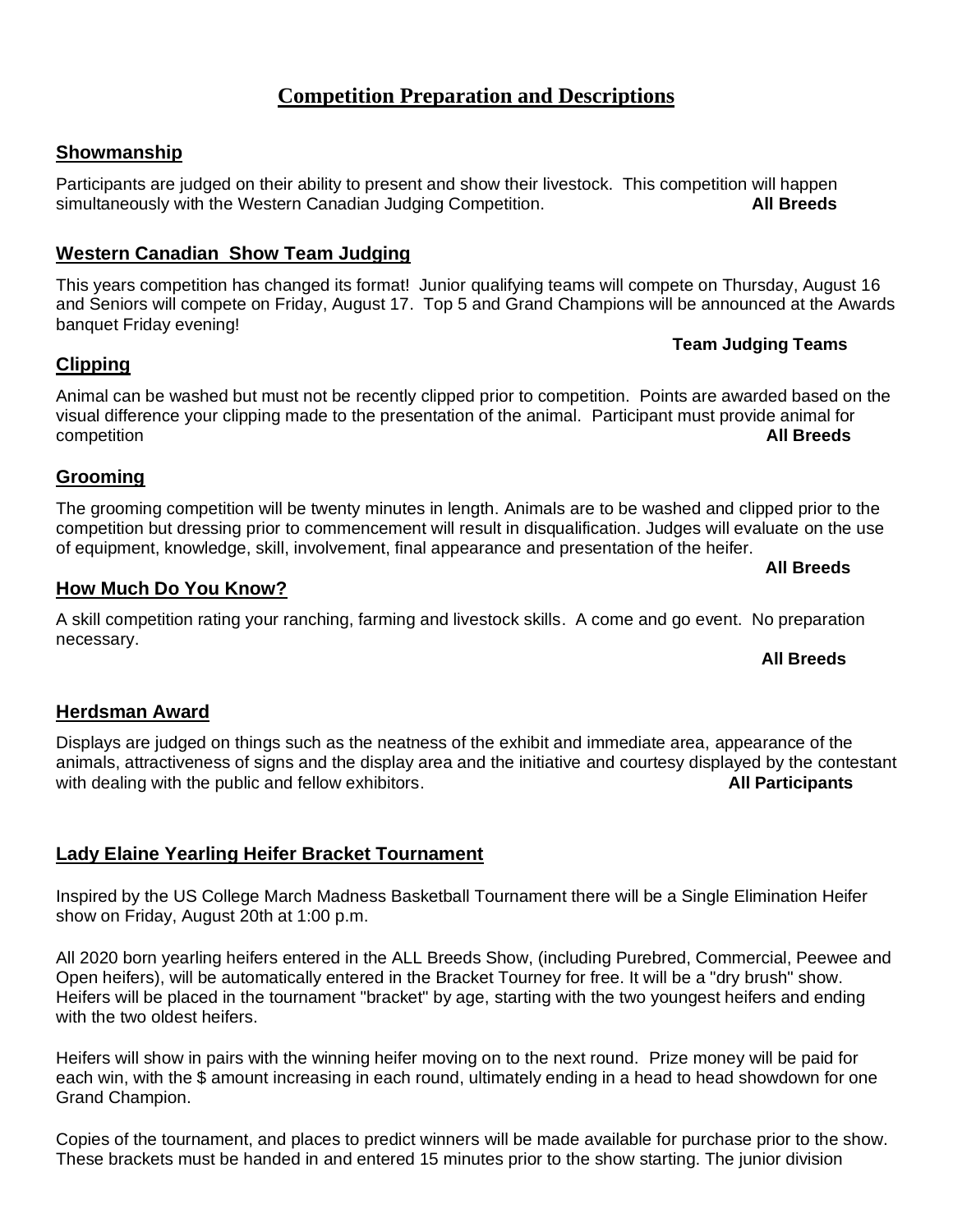# Competition Preparation and Descriptions

## Showmanship

Participants are judged on their ability to present and show their livestock. This competition will happen simultaneously with the Western Canadian Judging Competition. **All Breeds**

## Western Canadian Show Team Judging

This years competition has changed its format! Junior qualifying teams will compete on Thursday, August 16 and Seniors will compete on Friday, August 17. Top 5 and Grand Champions will be announced at the Awards banquet Friday evening!

**Team Judging Teams**

## Clipping

Animal can be washed but must not be recently clipped prior to competition. Points are awarded based on the visual difference your clipping made to the presentation of the animal. Participant must provide animal for competition **All Breeds**

## Grooming

The grooming competition will be twenty minutes in length. Animals are to be washed and clipped prior to the competition but dressing prior to commencement will result in disqualification. Judges will evaluate on the use of equipment, knowledge, skill, involvement, final appearance and presentation of the heifer.

**All Breeds**

## How Much Do You Know?

A skill competition rating your ranching, farming and livestock skills. A come and go event. No preparation necessary.

**All Breeds**

## Herdsman Award

Displays are judged on things such as the neatness of the exhibit and immediate area, appearance of the animals, attractiveness of signs and the display area and the initiative and courtesy displayed by the contestant with dealing with the public and fellow exhibitors. **All Participants**

## Lady Elaine Yearling Heifer Bracket Tournament

Inspired by the US College March Madness Basketball Tournament there will be a Single Elimination Heifer show on Friday, August 20th at 1:00 p.m.

All 2020 born yearling heifers entered in the ALL Breeds Show, (including Purebred, Commercial, Peewee and Open heifers), will be automatically entered in the Bracket Tourney for free. It will be a "dry brush" show. Heifers will be placed in the tournament "bracket" by age, starting with the two youngest heifers and ending with the two oldest heifers.

Heifers will show in pairs with the winning heifer moving on to the next round. Prize money will be paid for each win, with the $ amount increasing in each round, ultimately ending in a head to head showdown for one Grand Champion.

Copies of the tournament, and places to predict winners will be made available for purchase prior to the show. These brackets must be handed in and entered 15 minutes prior to the show starting. The junior division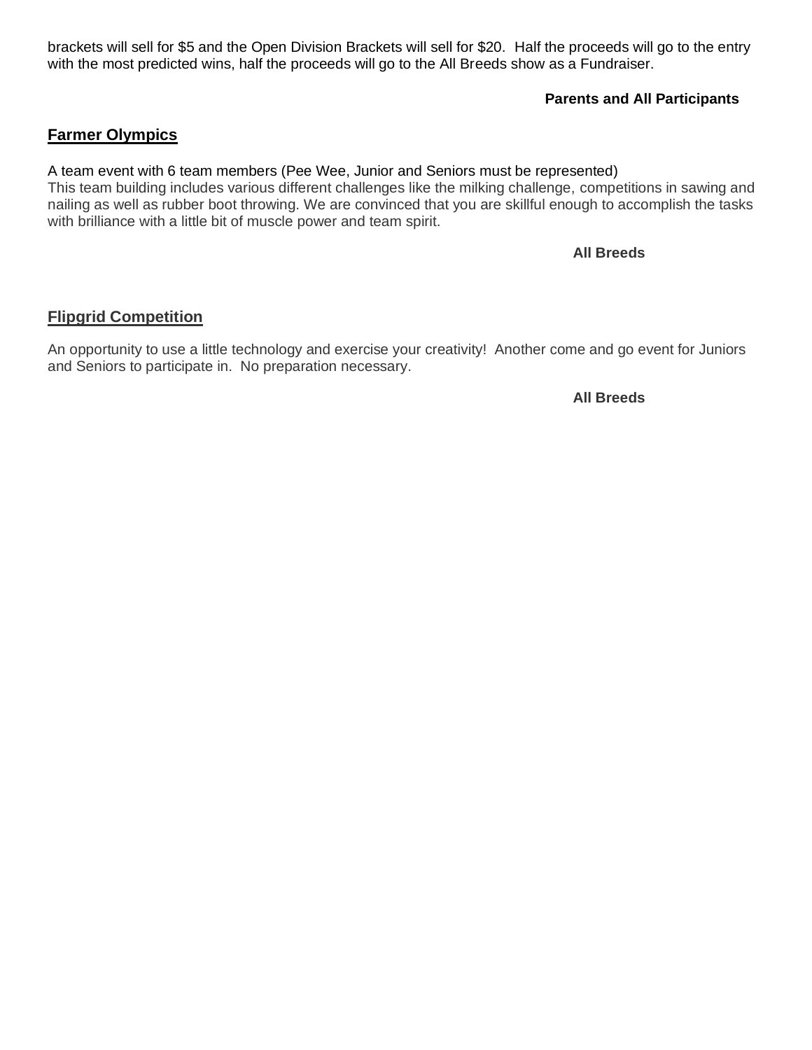brackets will sell for $5 and the Open Division Brackets will sell for $20.  Half the proceeds will go to the entry with the most predicted wins, half the proceeds will go to the All Breeds show as a Fundraiser.

**Parents and All Participants**

## Farmer Olympics

A team event with 6 team members (Pee Wee, Junior and Seniors must be represented)
This team building includes various different challenges like the milking challenge, competitions in sawing and nailing as well as rubber boot throwing. We are convinced that you are skillful enough to accomplish the tasks with brilliance with a little bit of muscle power and team spirit.

**All Breeds**

## Flipgrid Competition

An opportunity to use a little technology and exercise your creativity!  Another come and go event for Juniors and Seniors to participate in.  No preparation necessary.

**All Breeds**